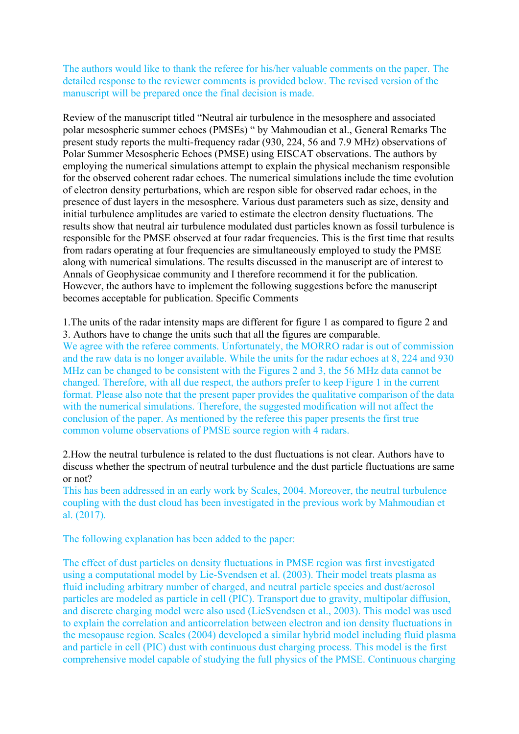The authors would like to thank the referee for his/her valuable comments on the paper. The detailed response to the reviewer comments is provided below. The revised version of the manuscript will be prepared once the final decision is made.

Review of the manuscript titled "Neutral air turbulence in the mesosphere and associated polar mesospheric summer echoes (PMSEs) " by Mahmoudian et al., General Remarks The present study reports the multi-frequency radar (930, 224, 56 and 7.9 MHz) observations of Polar Summer Mesospheric Echoes (PMSE) using EISCAT observations. The authors by employing the numerical simulations attempt to explain the physical mechanism responsible for the observed coherent radar echoes. The numerical simulations include the time evolution of electron density perturbations, which are respon sible for observed radar echoes, in the presence of dust layers in the mesosphere. Various dust parameters such as size, density and initial turbulence amplitudes are varied to estimate the electron density fluctuations. The results show that neutral air turbulence modulated dust particles known as fossil turbulence is responsible for the PMSE observed at four radar frequencies. This is the first time that results from radars operating at four frequencies are simultaneously employed to study the PMSE along with numerical simulations. The results discussed in the manuscript are of interest to Annals of Geophysicae community and I therefore recommend it for the publication. However, the authors have to implement the following suggestions before the manuscript becomes acceptable for publication. Specific Comments

1.The units of the radar intensity maps are different for figure 1 as compared to figure 2 and 3. Authors have to change the units such that all the figures are comparable.

We agree with the referee comments. Unfortunately, the MORRO radar is out of commission and the raw data is no longer available. While the units for the radar echoes at 8, 224 and 930 MHz can be changed to be consistent with the Figures 2 and 3, the 56 MHz data cannot be changed. Therefore, with all due respect, the authors prefer to keep Figure 1 in the current format. Please also note that the present paper provides the qualitative comparison of the data with the numerical simulations. Therefore, the suggested modification will not affect the conclusion of the paper. As mentioned by the referee this paper presents the first true common volume observations of PMSE source region with 4 radars.

2.How the neutral turbulence is related to the dust fluctuations is not clear. Authors have to discuss whether the spectrum of neutral turbulence and the dust particle fluctuations are same or not?

This has been addressed in an early work by Scales, 2004. Moreover, the neutral turbulence coupling with the dust cloud has been investigated in the previous work by Mahmoudian et al. (2017).

The following explanation has been added to the paper:

The effect of dust particles on density fluctuations in PMSE region was first investigated using a computational model by Lie-Svendsen et al. (2003). Their model treats plasma as fluid including arbitrary number of charged, and neutral particle species and dust/aerosol particles are modeled as particle in cell (PIC). Transport due to gravity, multipolar diffusion, and discrete charging model were also used (LieSvendsen et al., 2003). This model was used to explain the correlation and anticorrelation between electron and ion density fluctuations in the mesopause region. Scales (2004) developed a similar hybrid model including fluid plasma and particle in cell (PIC) dust with continuous dust charging process. This model is the first comprehensive model capable of studying the full physics of the PMSE. Continuous charging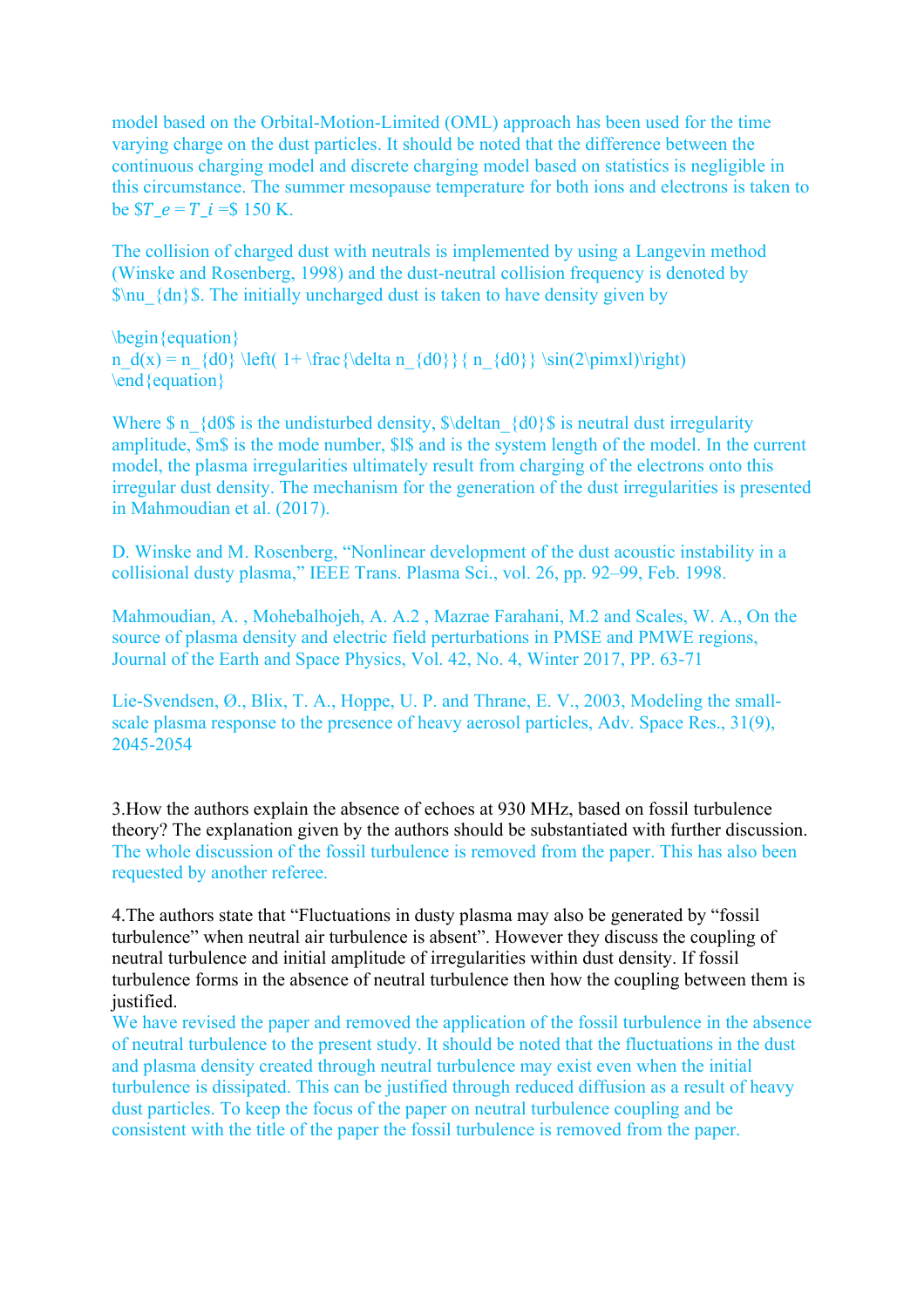model based on the Orbital-Motion-Limited (OML) approach has been used for the time varying charge on the dust particles. It should be noted that the difference between the continuous charging model and discrete charging model based on statistics is negligible in this circumstance. The summer mesopause temperature for both ions and electrons is taken to be $T_e = T_i =$ 150 K.

The collision of charged dust with neutrals is implemented by using a Langevin method (Winske and Rosenberg, 1998) and the dust-neutral collision frequency is denoted by $\nu_{dn}$. The initially uncharged dust is taken to have density given by

$$
n_d(x) = n_{d0} \left( 1+ \frac{\delta n_{d0}}{ n_{d0}} \sin(2\pi mxl)\right)
$$

Where $n_{d0}$ is the undisturbed density, $\delta n_{d0}$ is neutral dust irregularity amplitude, $m$ is the mode number, $l$ and is the system length of the model. In the current model, the plasma irregularities ultimately result from charging of the electrons onto this irregular dust density. The mechanism for the generation of the dust irregularities is presented in Mahmoudian et al. (2017).

D. Winske and M. Rosenberg, "Nonlinear development of the dust acoustic instability in a collisional dusty plasma," IEEE Trans. Plasma Sci., vol. 26, pp. 92–99, Feb. 1998.

Mahmoudian, A. , Mohebalhojeh, A. A.2 , Mazrae Farahani, M.2 and Scales, W. A., On the source of plasma density and electric field perturbations in PMSE and PMWE regions, Journal of the Earth and Space Physics, Vol. 42, No. 4, Winter 2017, PP. 63-71

Lie-Svendsen, Ø., Blix, T. A., Hoppe, U. P. and Thrane, E. V., 2003, Modeling the small-scale plasma response to the presence of heavy aerosol particles, Adv. Space Res., 31(9), 2045-2054

3.How the authors explain the absence of echoes at 930 MHz, based on fossil turbulence theory? The explanation given by the authors should be substantiated with further discussion.
The whole discussion of the fossil turbulence is removed from the paper. This has also been requested by another referee.

4.The authors state that "Fluctuations in dusty plasma may also be generated by "fossil turbulence" when neutral air turbulence is absent". However they discuss the coupling of neutral turbulence and initial amplitude of irregularities within dust density. If fossil turbulence forms in the absence of neutral turbulence then how the coupling between them is justified.
We have revised the paper and removed the application of the fossil turbulence in the absence of neutral turbulence to the present study. It should be noted that the fluctuations in the dust and plasma density created through neutral turbulence may exist even when the initial turbulence is dissipated. This can be justified through reduced diffusion as a result of heavy dust particles. To keep the focus of the paper on neutral turbulence coupling and be consistent with the title of the paper the fossil turbulence is removed from the paper.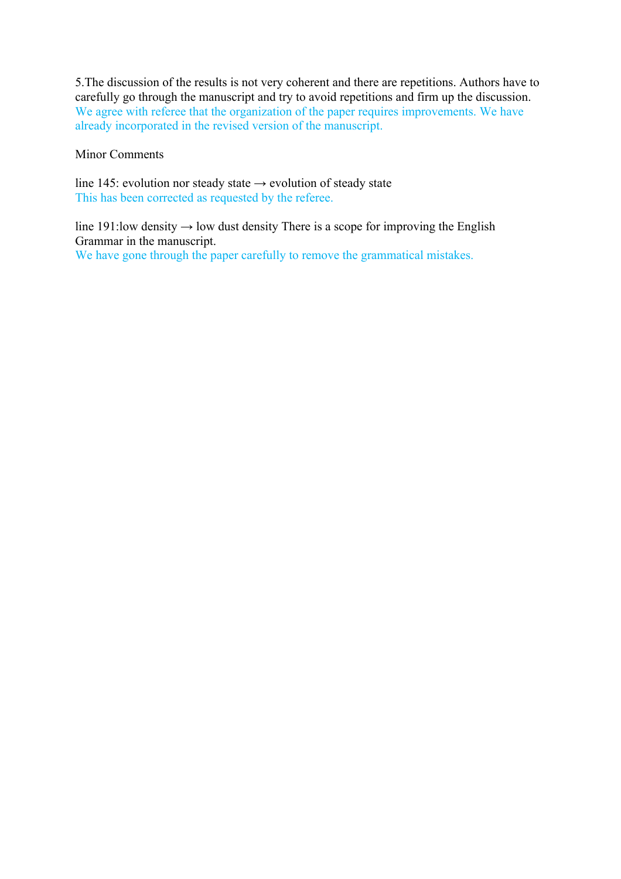5.The discussion of the results is not very coherent and there are repetitions. Authors have to carefully go through the manuscript and try to avoid repetitions and firm up the discussion.
We agree with referee that the organization of the paper requires improvements. We have already incorporated in the revised version of the manuscript.

Minor Comments

line 145: evolution nor steady state → evolution of steady state
This has been corrected as requested by the referee.

line 191:low density → low dust density There is a scope for improving the English Grammar in the manuscript.
We have gone through the paper carefully to remove the grammatical mistakes.